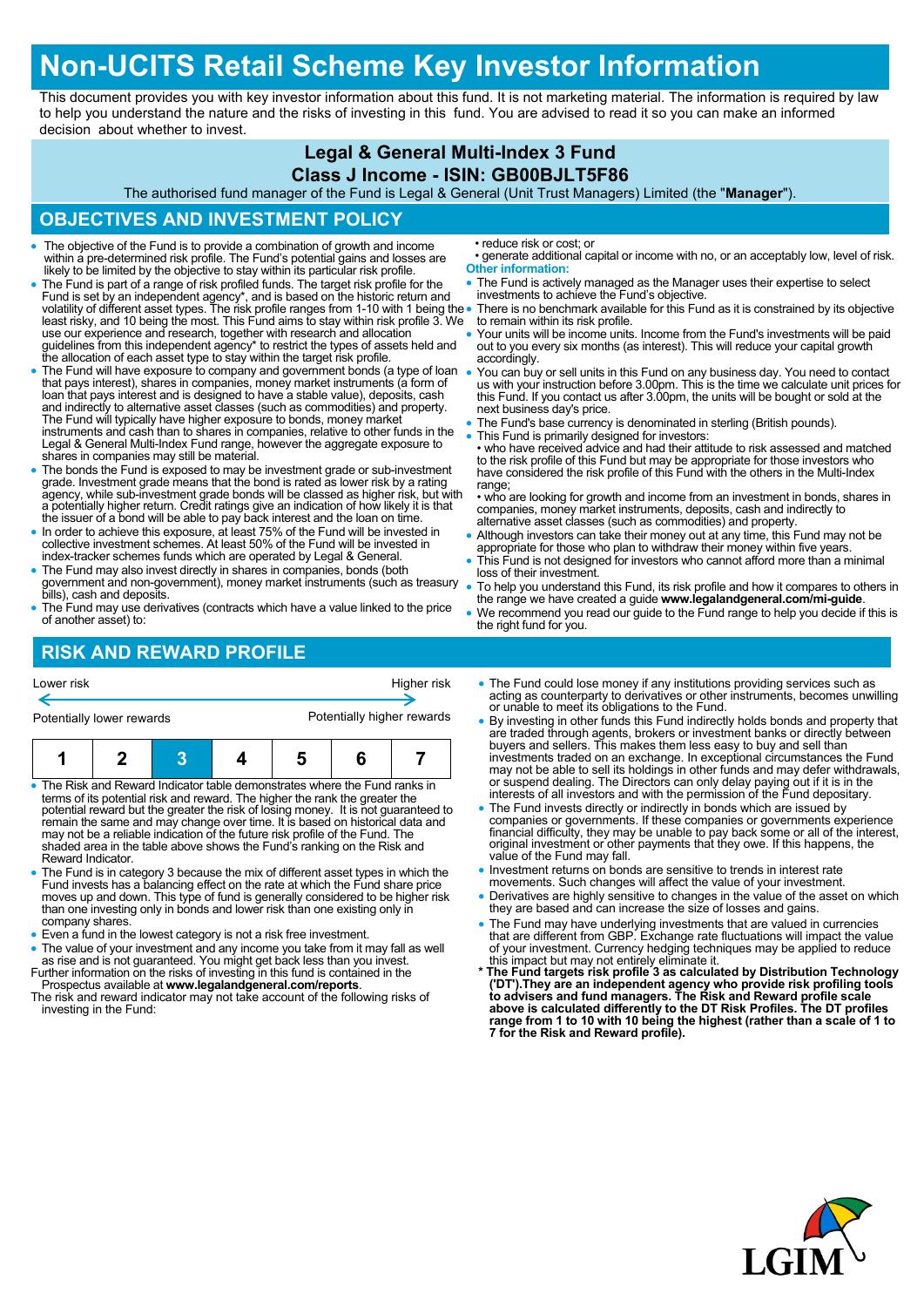# Non-UCITS Retail Scheme Key Investor Information

This document provides you with key investor information about this fund. It is not marketing material. The information is required by law to help you understand the nature and the risks of investing in this fund. You are advised to read it so you can make an informed decision about whether to invest.

**Legal & General Multi-Index 3 Fund**

**Class J Income - ISIN: GB00BJLT5F86**

The authorised fund manager of the Fund is Legal & General (Unit Trust Managers) Limited (the "**Manager**").

## OBJECTIVES AND INVESTMENT POLICY

- The objective of the Fund is to provide a combination of growth and income within a pre-determined risk profile. The Fund's potential gains and losses are likely to be limited by the objective to stay within its particular risk profile.
- The Fund is part of a range of risk profiled funds. The target risk profile for the Fund is set by an independent agency*, and is based on the historic return and volatility of different asset types. The risk profile ranges from 1-10 with 1 being the least risky, and 10 being the most. This Fund aims to stay within risk profile 3. We use our experience and research, together with research and allocation guidelines from this independent agency* to restrict the types of assets held and the allocation of each asset type to stay within the target risk profile.
- The Fund will have exposure to company and government bonds (a type of loan that pays interest), shares in companies, money market instruments (a form of loan that pays interest and is designed to have a stable value), deposits, cash and indirectly to alternative asset classes (such as commodities) and property. The Fund will typically have higher exposure to bonds, money market instruments and cash than to shares in companies, relative to other funds in the Legal & General Multi-Index Fund range, however the aggregate exposure to shares in companies may still be material.
- The bonds the Fund is exposed to may be investment grade or sub-investment grade. Investment grade means that the bond is rated as lower risk by a rating agency, while sub-investment grade bonds will be classed as higher risk, but with a potentially higher return. Credit ratings give an indication of how likely it is that the issuer of a bond will be able to pay back interest and the loan on time.
- In order to achieve this exposure, at least 75% of the Fund will be invested in collective investment schemes. At least 50% of the Fund will be invested in index-tracker schemes funds which are operated by Legal & General.
- The Fund may also invest directly in shares in companies, bonds (both government and non-government), money market instruments (such as treasury bills), cash and deposits.
- The Fund may use derivatives (contracts which have a value linked to the price of another asset) to:
  • reduce risk or cost; or
  • generate additional capital or income with no, or an acceptably low, level of risk.

**Other information:**

- The Fund is actively managed as the Manager uses their expertise to select investments to achieve the Fund's objective.
- There is no benchmark available for this Fund as it is constrained by its objective to remain within its risk profile.
- Your units will be income units. Income from the Fund's investments will be paid out to you every six months (as interest). This will reduce your capital growth accordingly.
- You can buy or sell units in this Fund on any business day. You need to contact us with your instruction before 3.00pm. This is the time we calculate unit prices for this Fund. If you contact us after 3.00pm, the units will be bought or sold at the next business day's price.
- The Fund's base currency is denominated in sterling (British pounds).
- This Fund is primarily designed for investors:
  • who have received advice and had their attitude to risk assessed and matched to the risk profile of this Fund but may be appropriate for those investors who have considered the risk profile of this Fund with the others in the Multi-Index range;
  • who are looking for growth and income from an investment in bonds, shares in companies, money market instruments, deposits, cash and indirectly to alternative asset classes (such as commodities) and property.
- Although investors can take their money out at any time, this Fund may not be appropriate for those who plan to withdraw their money within five years.
- This Fund is not designed for investors who cannot afford more than a minimal loss of their investment.
- To help you understand this Fund, its risk profile and how it compares to others in the range we have created a guide **www.legalandgeneral.com/mi-guide**.
- We recommend you read our guide to the Fund range to help you decide if this is the right fund for you.

## RISK AND REWARD PROFILE

Lower risk — Higher risk

Potentially lower rewards — Potentially higher rewards

| 1 | 2 | **3** | 4 | 5 | 6 | 7 |
|---|---|---|---|---|---|---|

- The Risk and Reward Indicator table demonstrates where the Fund ranks in terms of its potential risk and reward. The higher the rank the greater the potential reward but the greater the risk of losing money. It is not guaranteed to remain the same and may change over time. It is based on historical data and may not be a reliable indication of the future risk profile of the Fund. The shaded area in the table above shows the Fund's ranking on the Risk and Reward Indicator.
- The Fund is in category 3 because the mix of different asset types in which the Fund invests has a balancing effect on the rate at which the Fund share price moves up and down. This type of fund is generally considered to be higher risk than one investing only in bonds and lower risk than one existing only in company shares.
- Even a fund in the lowest category is not a risk free investment.
- The value of your investment and any income you take from it may fall as well as rise and is not guaranteed. You might get back less than you invest.

Further information on the risks of investing in this fund is contained in the Prospectus available at **www.legalandgeneral.com/reports**.

The risk and reward indicator may not take account of the following risks of investing in the Fund:

- The Fund could lose money if any institutions providing services such as acting as counterparty to derivatives or other instruments, becomes unwilling or unable to meet its obligations to the Fund.
- By investing in other funds this Fund indirectly holds bonds and property that are traded through agents, brokers or investment banks or directly between buyers and sellers. This makes them less easy to buy and sell than investments traded on an exchange. In exceptional circumstances the Fund may not be able to sell its holdings in other funds and may defer withdrawals, or suspend dealing. The Directors can only delay paying out if it is in the interests of all investors and with the permission of the Fund depositary.
- The Fund invests directly or indirectly in bonds which are issued by companies or governments. If these companies or governments experience financial difficulty, they may be unable to pay back some or all of the interest, original investment or other payments that they owe. If this happens, the value of the Fund may fall.
- Investment returns on bonds are sensitive to trends in interest rate movements. Such changes will affect the value of your investment.
- Derivatives are highly sensitive to changes in the value of the asset on which they are based and can increase the size of losses and gains.
- The Fund may have underlying investments that are valued in currencies that are different from GBP. Exchange rate fluctuations will impact the value of your investment. Currency hedging techniques may be applied to reduce this impact but may not entirely eliminate it.

**\* The Fund targets risk profile 3 as calculated by Distribution Technology ('DT').They are an independent agency who provide risk profiling tools to advisers and fund managers. The Risk and Reward profile scale above is calculated differently to the DT Risk Profiles. The DT profiles range from 1 to 10 with 10 being the highest (rather than a scale of 1 to 7 for the Risk and Reward profile).**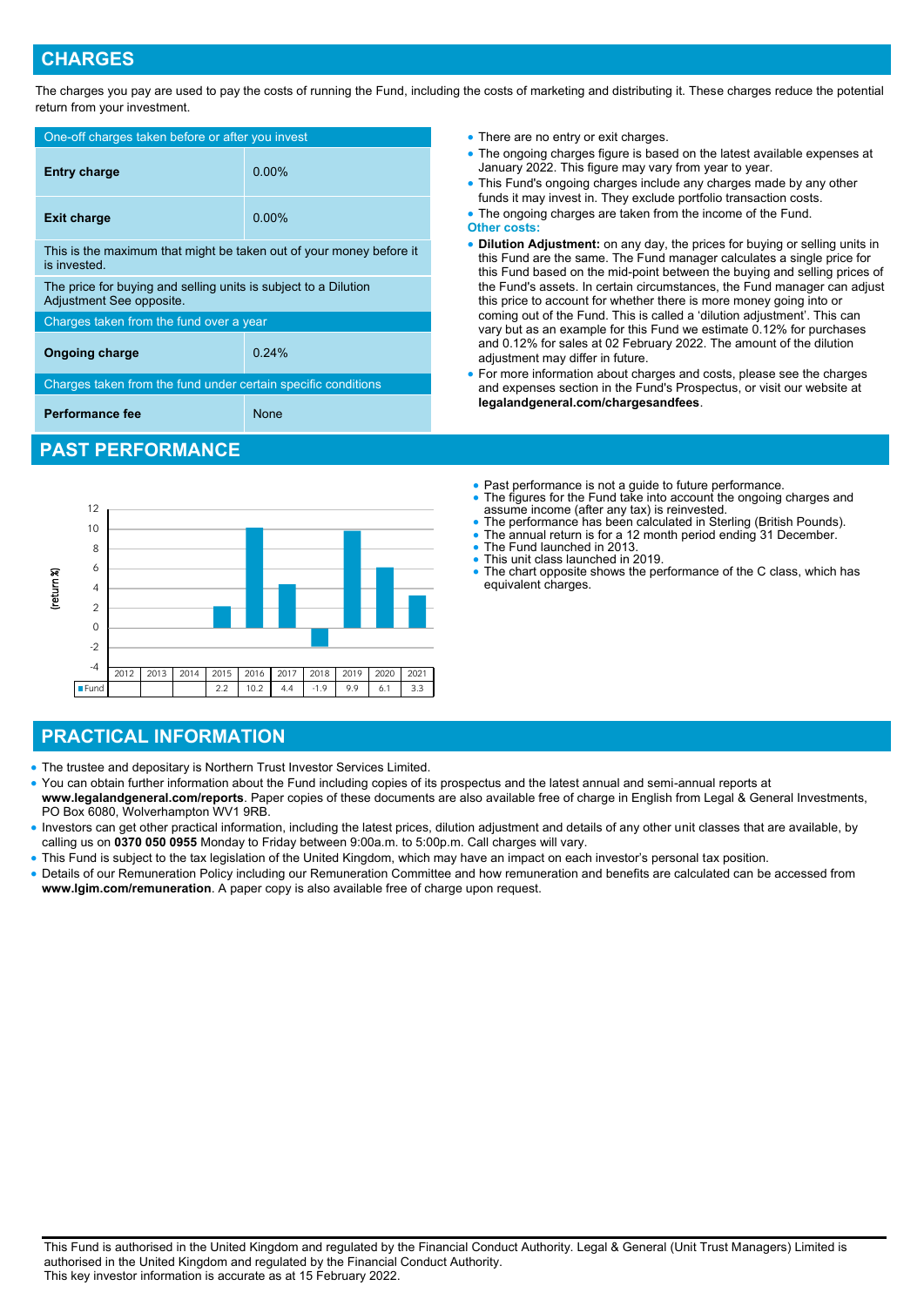## CHARGES

The charges you pay are used to pay the costs of running the Fund, including the costs of marketing and distributing it. These charges reduce the potential return from your investment.

| One-off charges taken before or after you invest | |
|---|---|
| **Entry charge** | 0.00% |
| **Exit charge** | 0.00% |
| This is the maximum that might be taken out of your money before it is invested. | |
| The price for buying and selling units is subject to a Dilution Adjustment See opposite. | |
| Charges taken from the fund over a year | |
| **Ongoing charge** | 0.24% |
| Charges taken from the fund under certain specific conditions | |
| **Performance fee** | None |

- There are no entry or exit charges.
- The ongoing charges figure is based on the latest available expenses at January 2022. This figure may vary from year to year.
- This Fund's ongoing charges include any charges made by any other funds it may invest in. They exclude portfolio transaction costs.
- The ongoing charges are taken from the income of the Fund.

**Other costs:**

- **Dilution Adjustment:** on any day, the prices for buying or selling units in this Fund are the same. The Fund manager calculates a single price for this Fund based on the mid-point between the buying and selling prices of the Fund's assets. In certain circumstances, the Fund manager can adjust this price to account for whether there is more money going into or coming out of the Fund. This is called a 'dilution adjustment'. This can vary but as an example for this Fund we estimate 0.12% for purchases and 0.12% for sales at 02 February 2022. The amount of the dilution adjustment may differ in future.
- For more information about charges and costs, please see the charges and expenses section in the Fund's Prospectus, or visit our website at **legalandgeneral.com/chargesandfees**.

## PAST PERFORMANCE

(return %)

12
10
8
6
4
2
0
-2
-4

2012 2013 2014 2015 2016 2017 2018 2019 2020 2021

Fund: 2.2 10.2 4.4 -1.9 9.9 6.1 3.3

- Past performance is not a guide to future performance.
- The figures for the Fund take into account the ongoing charges and assume income (after any tax) is reinvested.
- The performance has been calculated in Sterling (British Pounds).
- The annual return is for a 12 month period ending 31 December.
- The Fund launched in 2013.
- This unit class launched in 2019.
- The chart opposite shows the performance of the C class, which has equivalent charges.

## PRACTICAL INFORMATION

- The trustee and depositary is Northern Trust Investor Services Limited.
- You can obtain further information about the Fund including copies of its prospectus and the latest annual and semi-annual reports at **www.legalandgeneral.com/reports**. Paper copies of these documents are also available free of charge in English from Legal & General Investments, PO Box 6080, Wolverhampton WV1 9RB.
- Investors can get other practical information, including the latest prices, dilution adjustment and details of any other unit classes that are available, by calling us on **0370 050 0955** Monday to Friday between 9:00a.m. to 5:00p.m. Call charges will vary.
- This Fund is subject to the tax legislation of the United Kingdom, which may have an impact on each investor's personal tax position.
- Details of our Remuneration Policy including our Remuneration Committee and how remuneration and benefits are calculated can be accessed from **www.lgim.com/remuneration**. A paper copy is also available free of charge upon request.

This Fund is authorised in the United Kingdom and regulated by the Financial Conduct Authority. Legal & General (Unit Trust Managers) Limited is authorised in the United Kingdom and regulated by the Financial Conduct Authority.
This key investor information is accurate as at 15 February 2022.